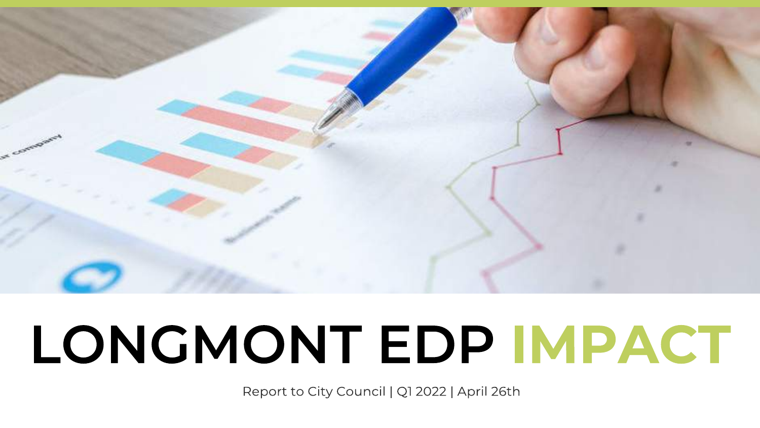# LONGMONT EDP IMPACT

Report to City Council | Q1 2022 | April 26th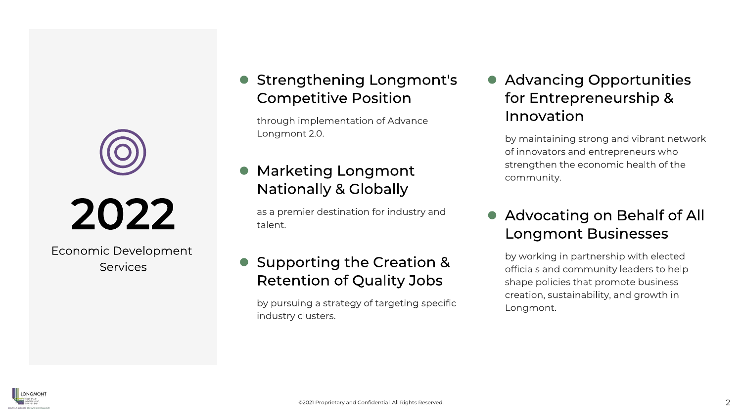# 2022

Economic Development Services

- **Strengthening Longmont's Competitive Position**

  through implementation of Advance Longmont 2.0.

- **Marketing Longmont Nationally & Globally**

  as a premier destination for industry and talent.

- **Supporting the Creation & Retention of Quality Jobs**

  by pursuing a strategy of targeting specific industry clusters.

- **Advancing Opportunities for Entrepreneurship & Innovation**

  by maintaining strong and vibrant network of innovators and entrepreneurs who strengthen the economic health of the community.

- **Advocating on Behalf of All Longmont Businesses**

  by working in partnership with elected officials and community leaders to help shape policies that promote business creation, sustainability, and growth in Longmont.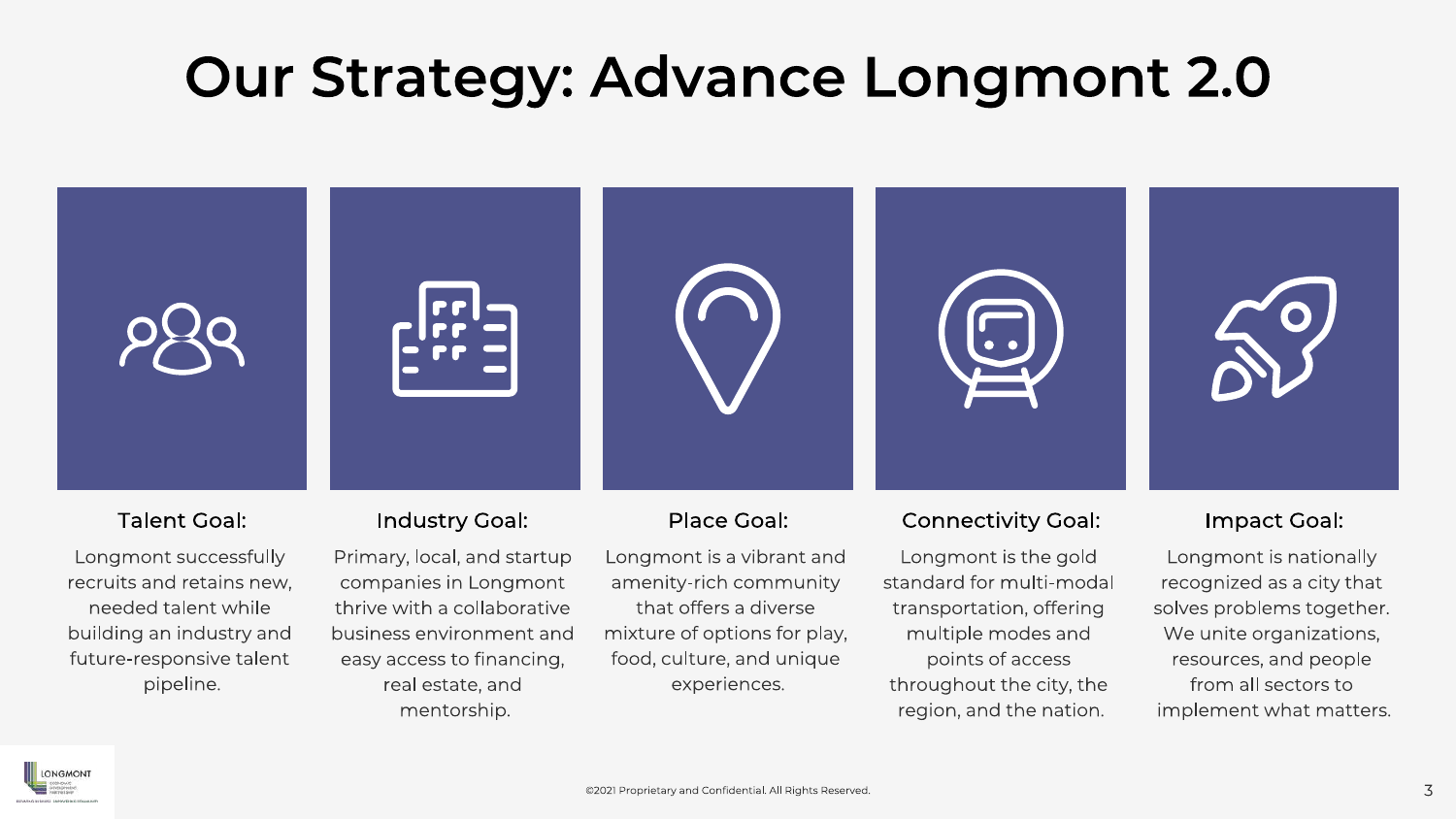# Our Strategy: Advance Longmont 2.0

### Talent Goal:

Longmont successfully recruits and retains new, needed talent while building an industry and future-responsive talent pipeline.

### Industry Goal:

Primary, local, and startup companies in Longmont thrive with a collaborative business environment and easy access to financing, real estate, and mentorship.

### Place Goal:

Longmont is a vibrant and amenity-rich community that offers a diverse mixture of options for play, food, culture, and unique experiences.

### Connectivity Goal:

Longmont is the gold standard for multi-modal transportation, offering multiple modes and points of access throughout the city, the region, and the nation.

### Impact Goal:

Longmont is nationally recognized as a city that solves problems together. We unite organizations, resources, and people from all sectors to implement what matters.

©2021 Proprietary and Confidential. All Rights Reserved.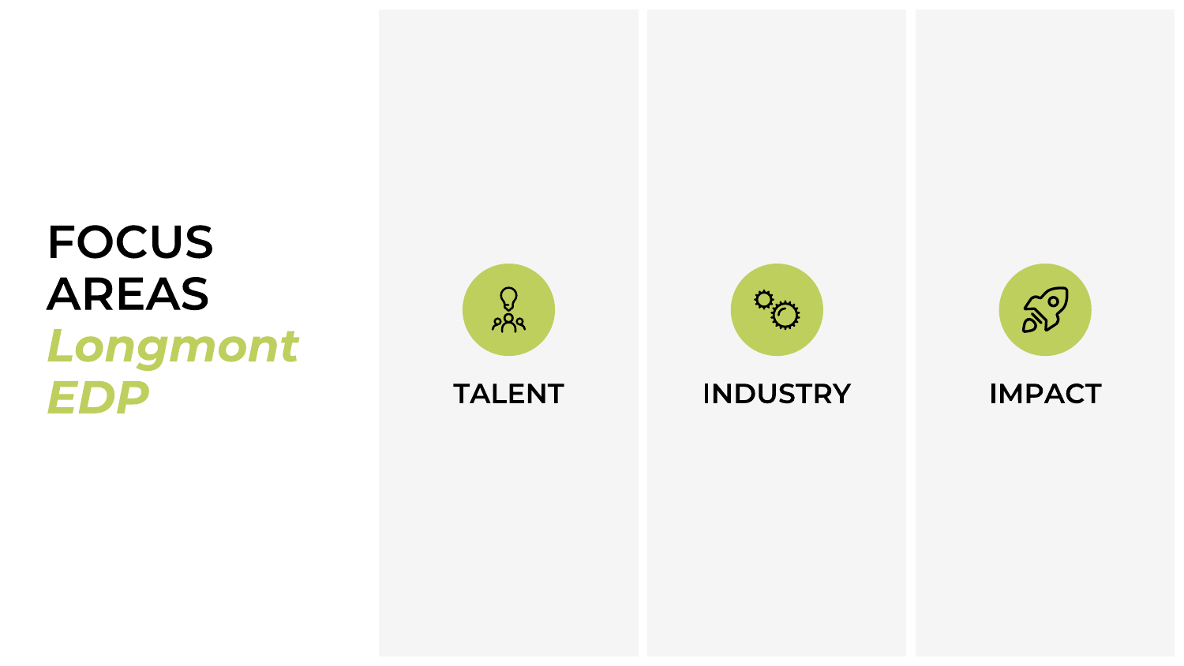# FOCUS AREAS *Longmont EDP*

### TALENT

### INDUSTRY

### IMPACT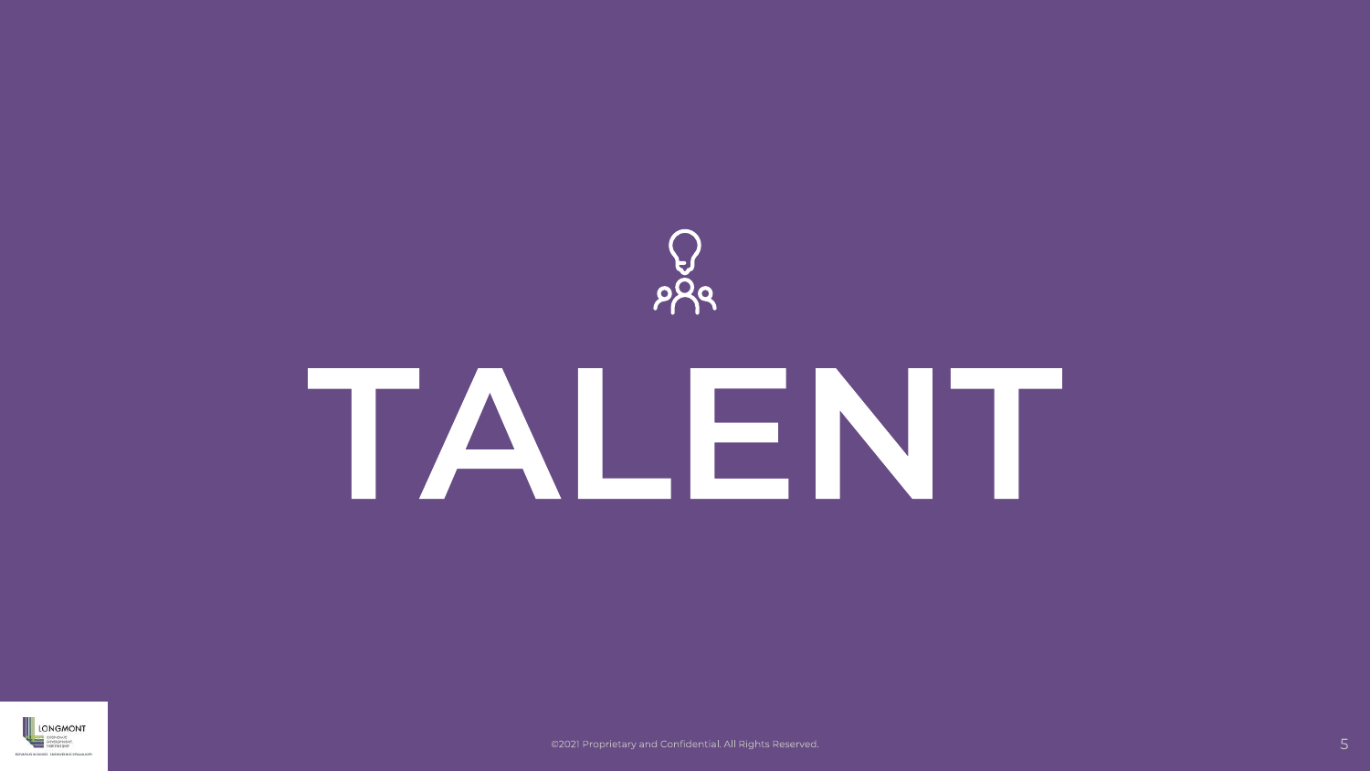# TALENT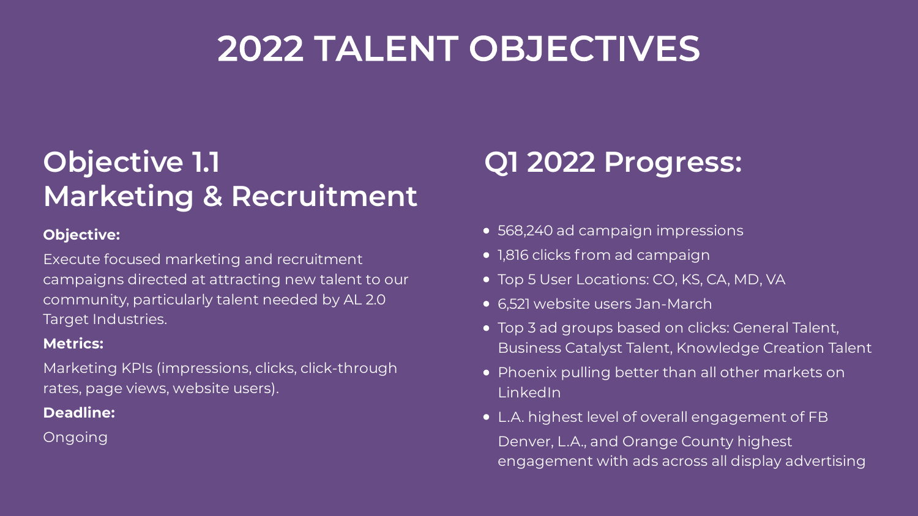# 2022 TALENT OBJECTIVES

## Objective 1.1
## Marketing & Recruitment

**Objective:**

Execute focused marketing and recruitment campaigns directed at attracting new talent to our community, particularly talent needed by AL 2.0 Target Industries.

**Metrics:**

Marketing KPIs (impressions, clicks, click-through rates, page views, website users).

**Deadline:**

Ongoing

## Q1 2022 Progress:

- 568,240 ad campaign impressions
- 1,816 clicks from ad campaign
- Top 5 User Locations: CO, KS, CA, MD, VA
- 6,521 website users Jan-March
- Top 3 ad groups based on clicks: General Talent, Business Catalyst Talent, Knowledge Creation Talent
- Phoenix pulling better than all other markets on LinkedIn
- L.A. highest level of overall engagement of FB
  Denver, L.A., and Orange County highest engagement with ads across all display advertising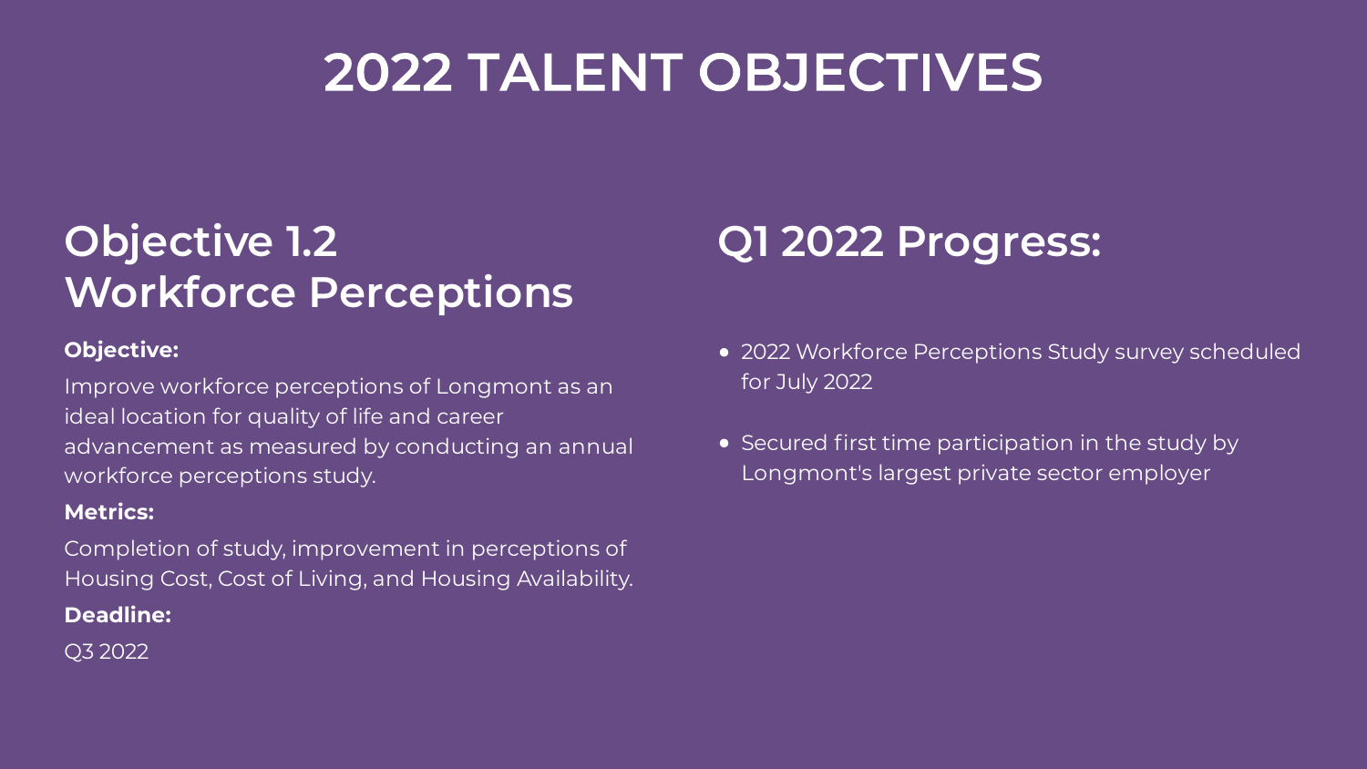# 2022 TALENT OBJECTIVES

## Objective 1.2
## Workforce Perceptions

**Objective:**

Improve workforce perceptions of Longmont as an ideal location for quality of life and career advancement as measured by conducting an annual workforce perceptions study.

**Metrics:**

Completion of study, improvement in perceptions of Housing Cost, Cost of Living, and Housing Availability.

**Deadline:**

Q3 2022

## Q1 2022 Progress:

- 2022 Workforce Perceptions Study survey scheduled for July 2022
- Secured first time participation in the study by Longmont's largest private sector employer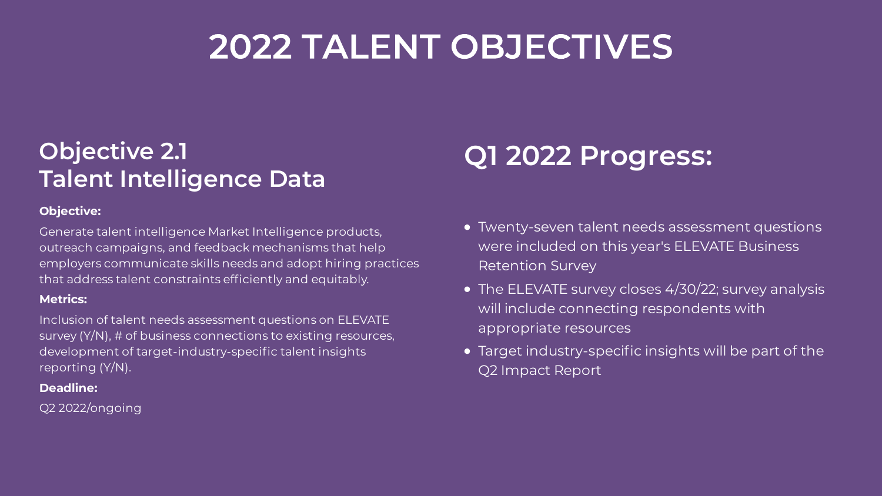# 2022 TALENT OBJECTIVES

## Objective 2.1
## Talent Intelligence Data

**Objective:**

Generate talent intelligence Market Intelligence products, outreach campaigns, and feedback mechanisms that help employers communicate skills needs and adopt hiring practices that address talent constraints efficiently and equitably.

**Metrics:**

Inclusion of talent needs assessment questions on ELEVATE survey (Y/N), # of business connections to existing resources, development of target-industry-specific talent insights reporting (Y/N).

**Deadline:**

Q2 2022/ongoing

## Q1 2022 Progress:

- Twenty-seven talent needs assessment questions were included on this year's ELEVATE Business Retention Survey
- The ELEVATE survey closes 4/30/22; survey analysis will include connecting respondents with appropriate resources
- Target industry-specific insights will be part of the Q2 Impact Report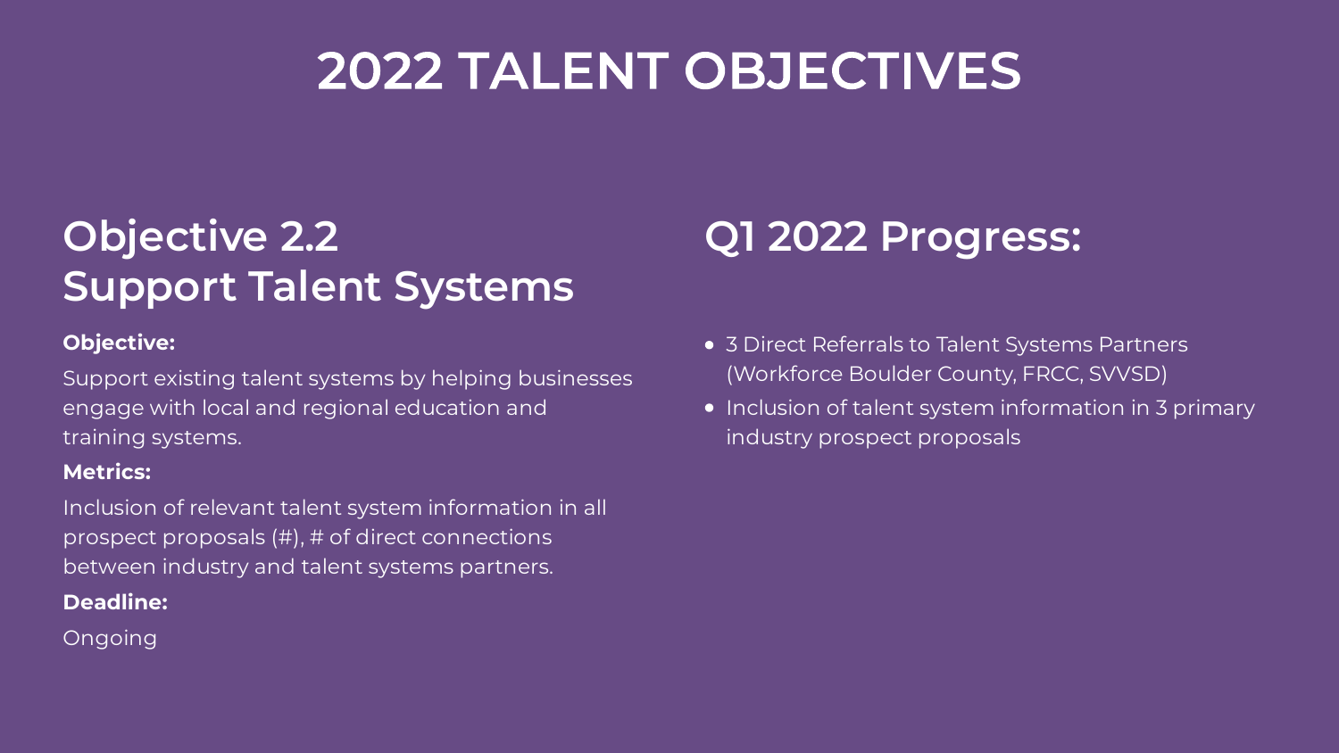# 2022 TALENT OBJECTIVES

## Objective 2.2
## Support Talent Systems

**Objective:**

Support existing talent systems by helping businesses engage with local and regional education and training systems.

**Metrics:**

Inclusion of relevant talent system information in all prospect proposals (#), # of direct connections between industry and talent systems partners.

**Deadline:**

Ongoing

## Q1 2022 Progress:

- 3 Direct Referrals to Talent Systems Partners (Workforce Boulder County, FRCC, SVVSD)
- Inclusion of talent system information in 3 primary industry prospect proposals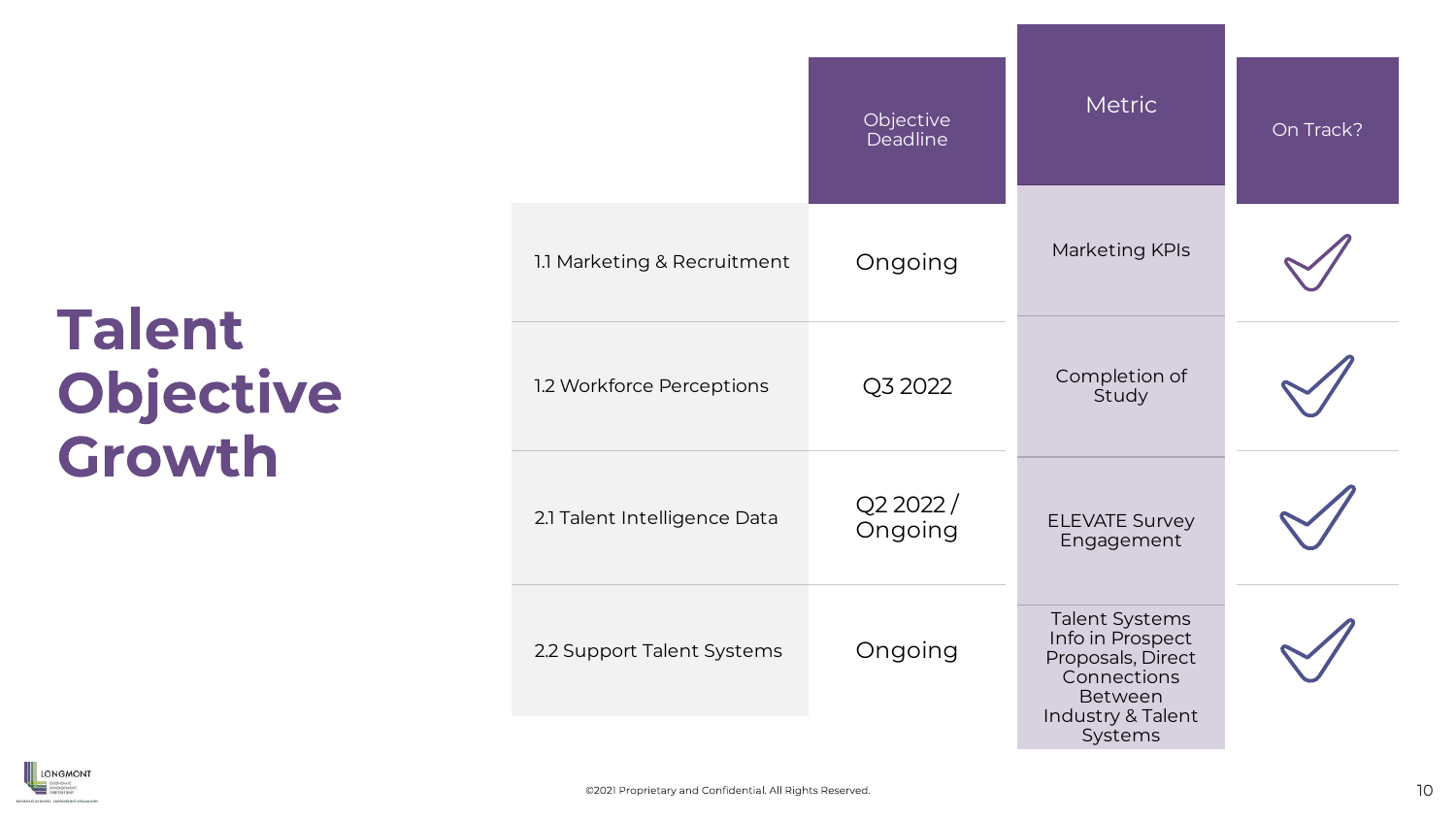# Talent Objective Growth

| | Objective Deadline | Metric | On Track? |
|---|---|---|---|
| 1.1 Marketing & Recruitment | Ongoing | Marketing KPIs | ✓ |
| 1.2 Workforce Perceptions | Q3 2022 | Completion of Study | ✓ |
| 2.1 Talent Intelligence Data | Q2 2022 / Ongoing | ELEVATE Survey Engagement | ✓ |
| 2.2 Support Talent Systems | Ongoing | Talent Systems Info in Prospect Proposals, Direct Connections Between Industry & Talent Systems | ✓ |

©2021 Proprietary and Confidential. All Rights Reserved.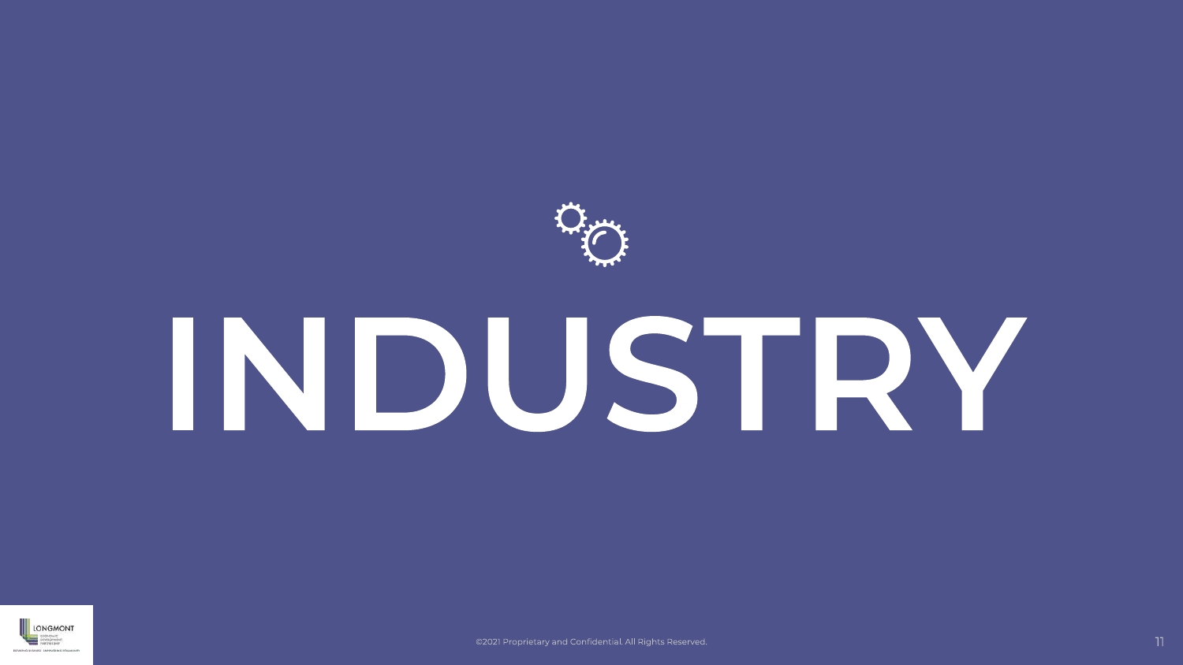# INDUSTRY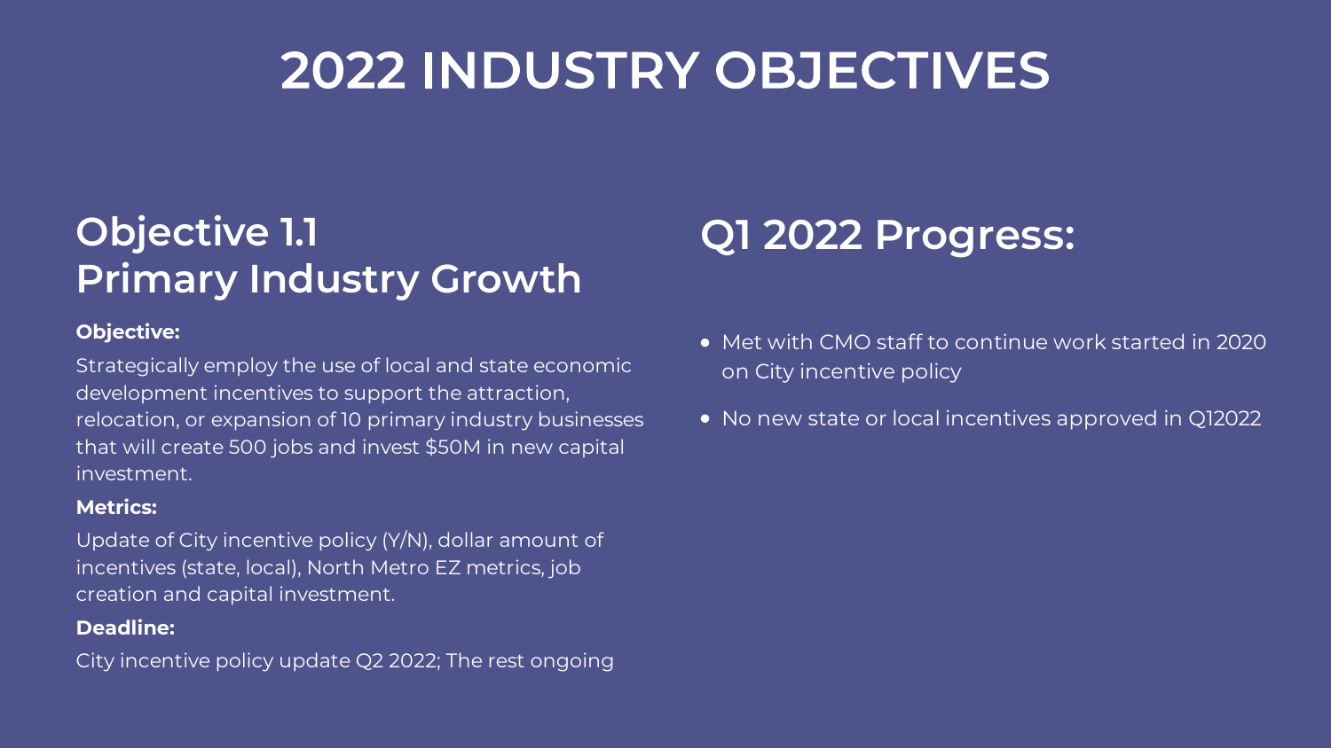# 2022 INDUSTRY OBJECTIVES

## Objective 1.1
## Primary Industry Growth

**Objective:**

Strategically employ the use of local and state economic development incentives to support the attraction, relocation, or expansion of 10 primary industry businesses that will create 500 jobs and invest $50M in new capital investment.

**Metrics:**

Update of City incentive policy (Y/N), dollar amount of incentives (state, local), North Metro EZ metrics, job creation and capital investment.

**Deadline:**

City incentive policy update Q2 2022; The rest ongoing

## Q1 2022 Progress:

- Met with CMO staff to continue work started in 2020 on City incentive policy
- No new state or local incentives approved in Q12022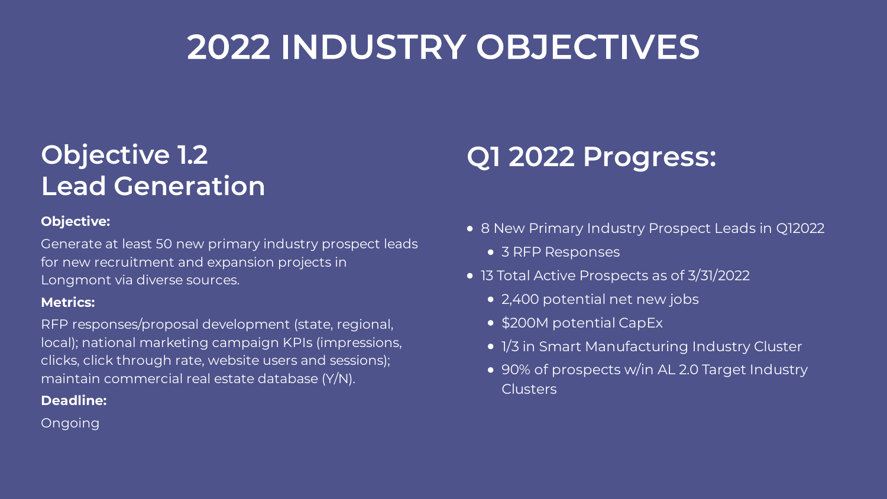# 2022 INDUSTRY OBJECTIVES

## Objective 1.2 Lead Generation

**Objective:**

Generate at least 50 new primary industry prospect leads for new recruitment and expansion projects in Longmont via diverse sources.

**Metrics:**

RFP responses/proposal development (state, regional, local); national marketing campaign KPIs (impressions, clicks, click through rate, website users and sessions); maintain commercial real estate database (Y/N).

**Deadline:**

Ongoing

## Q1 2022 Progress:

- 8 New Primary Industry Prospect Leads in Q12022
  - 3 RFP Responses
- 13 Total Active Prospects as of 3/31/2022
  - 2,400 potential net new jobs
  - $200M potential CapEx
  - 1/3 in Smart Manufacturing Industry Cluster
  - 90% of prospects w/in AL 2.0 Target Industry Clusters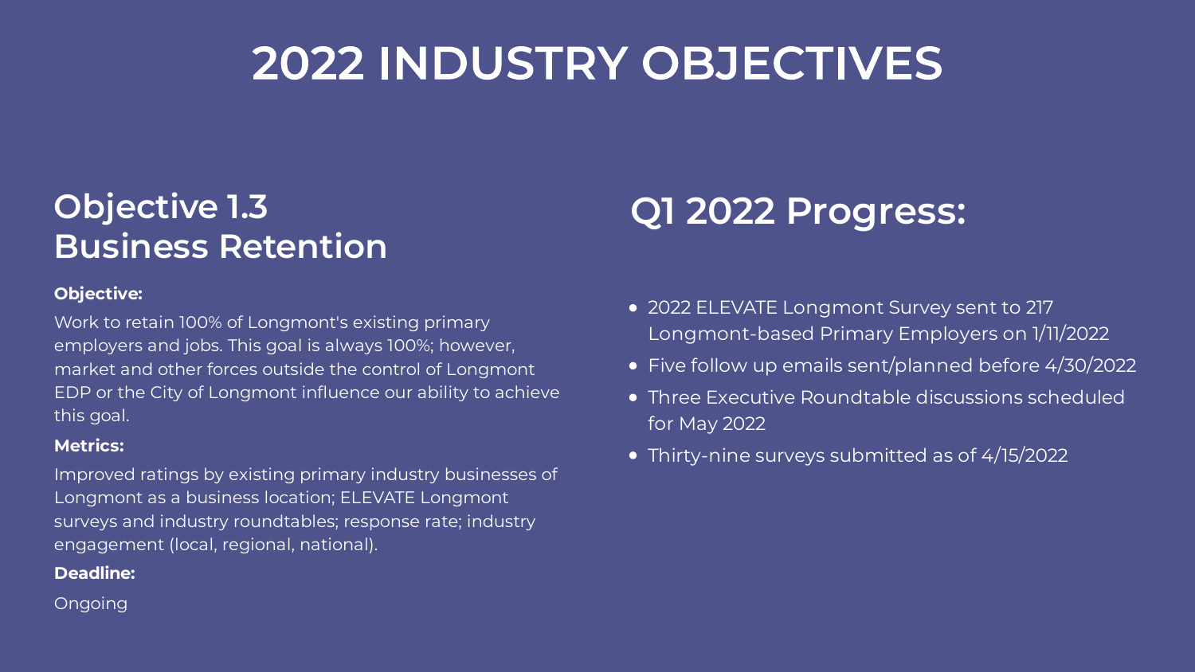# 2022 INDUSTRY OBJECTIVES

## Objective 1.3
## Business Retention

**Objective:**

Work to retain 100% of Longmont's existing primary employers and jobs. This goal is always 100%; however, market and other forces outside the control of Longmont EDP or the City of Longmont influence our ability to achieve this goal.

**Metrics:**

Improved ratings by existing primary industry businesses of Longmont as a business location; ELEVATE Longmont surveys and industry roundtables; response rate; industry engagement (local, regional, national).

**Deadline:**

Ongoing

## Q1 2022 Progress:

- 2022 ELEVATE Longmont Survey sent to 217 Longmont-based Primary Employers on 1/11/2022
- Five follow up emails sent/planned before 4/30/2022
- Three Executive Roundtable discussions scheduled for May 2022
- Thirty-nine surveys submitted as of 4/15/2022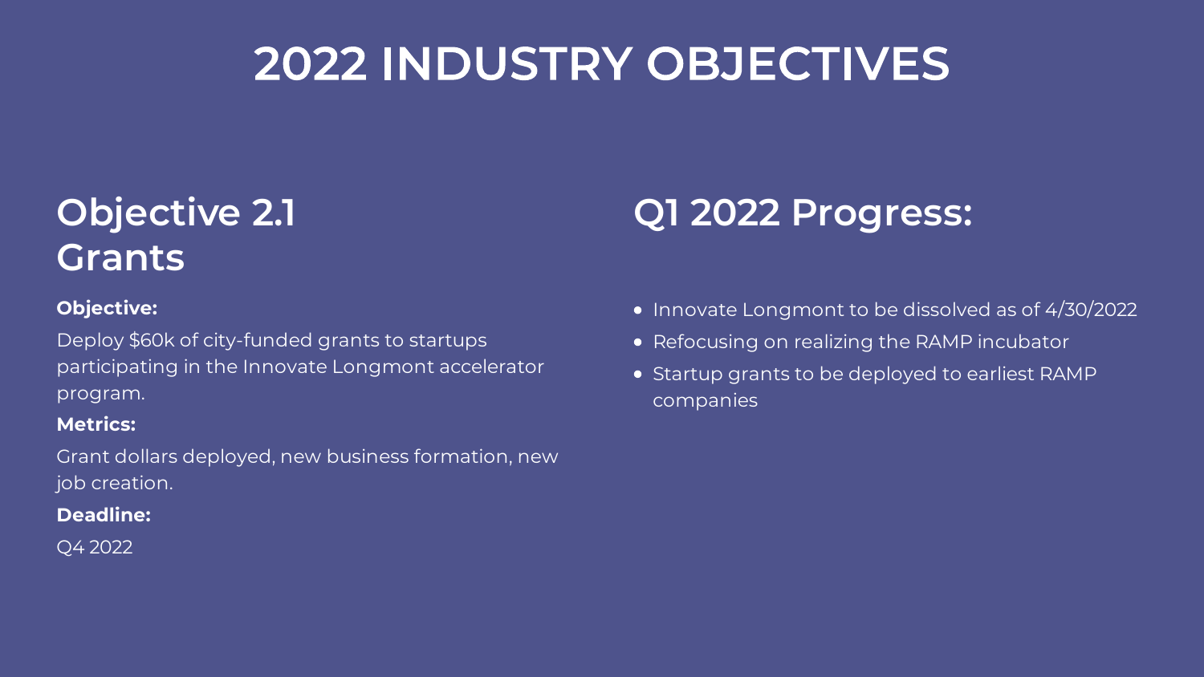# 2022 INDUSTRY OBJECTIVES

## Objective 2.1
## Grants

**Objective:**

Deploy $60k of city-funded grants to startups participating in the Innovate Longmont accelerator program.

**Metrics:**

Grant dollars deployed, new business formation, new job creation.

**Deadline:**

Q4 2022

## Q1 2022 Progress:

- Innovate Longmont to be dissolved as of 4/30/2022
- Refocusing on realizing the RAMP incubator
- Startup grants to be deployed to earliest RAMP companies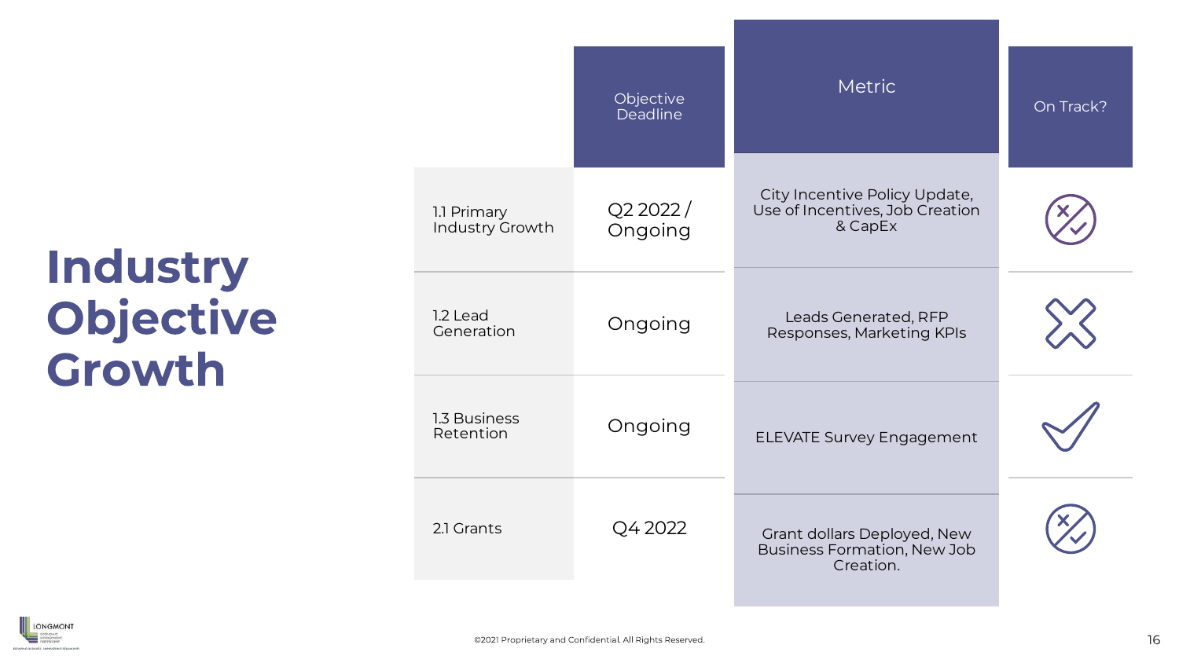# Industry Objective Growth

| | Objective Deadline | Metric | On Track? |
|---|---|---|---|
| 1.1 Primary Industry Growth | Q2 2022 / Ongoing | City Incentive Policy Update, Use of Incentives, Job Creation & CapEx | Partially |
| 1.2 Lead Generation | Ongoing | Leads Generated, RFP Responses, Marketing KPIs | No |
| 1.3 Business Retention | Ongoing | ELEVATE Survey Engagement | Yes |
| 2.1 Grants | Q4 2022 | Grant dollars Deployed, New Business Formation, New Job Creation. | Partially |

©2021 Proprietary and Confidential. All Rights Reserved.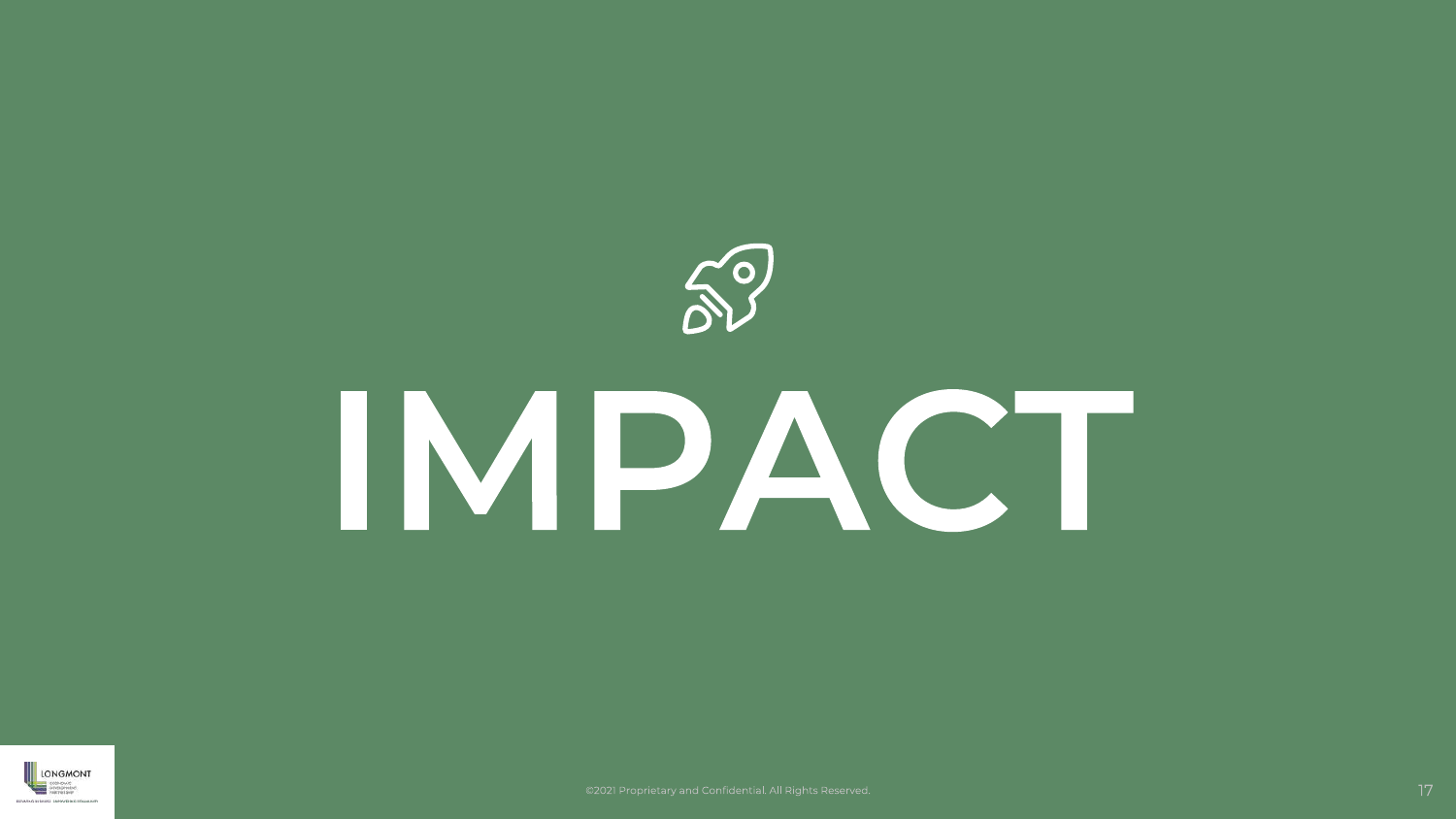# IMPACT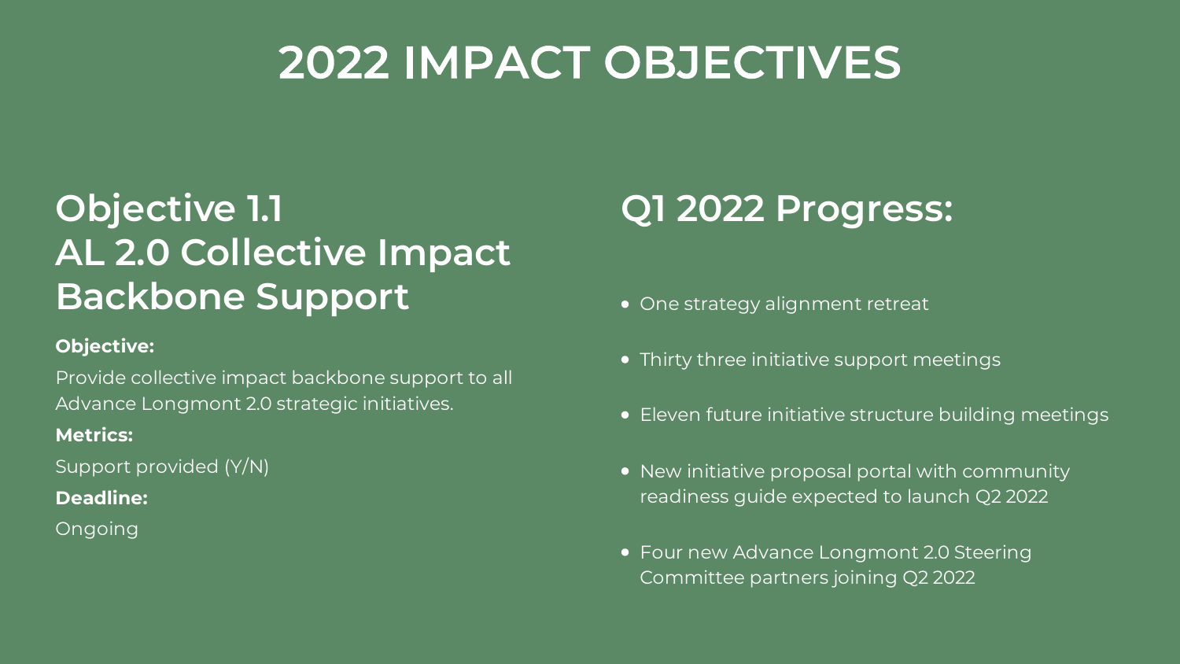# 2022 IMPACT OBJECTIVES

## Objective 1.1
## AL 2.0 Collective Impact Backbone Support

**Objective:**

Provide collective impact backbone support to all Advance Longmont 2.0 strategic initiatives.

**Metrics:**

Support provided (Y/N)

**Deadline:**

Ongoing

## Q1 2022 Progress:

- One strategy alignment retreat
- Thirty three initiative support meetings
- Eleven future initiative structure building meetings
- New initiative proposal portal with community readiness guide expected to launch Q2 2022
- Four new Advance Longmont 2.0 Steering Committee partners joining Q2 2022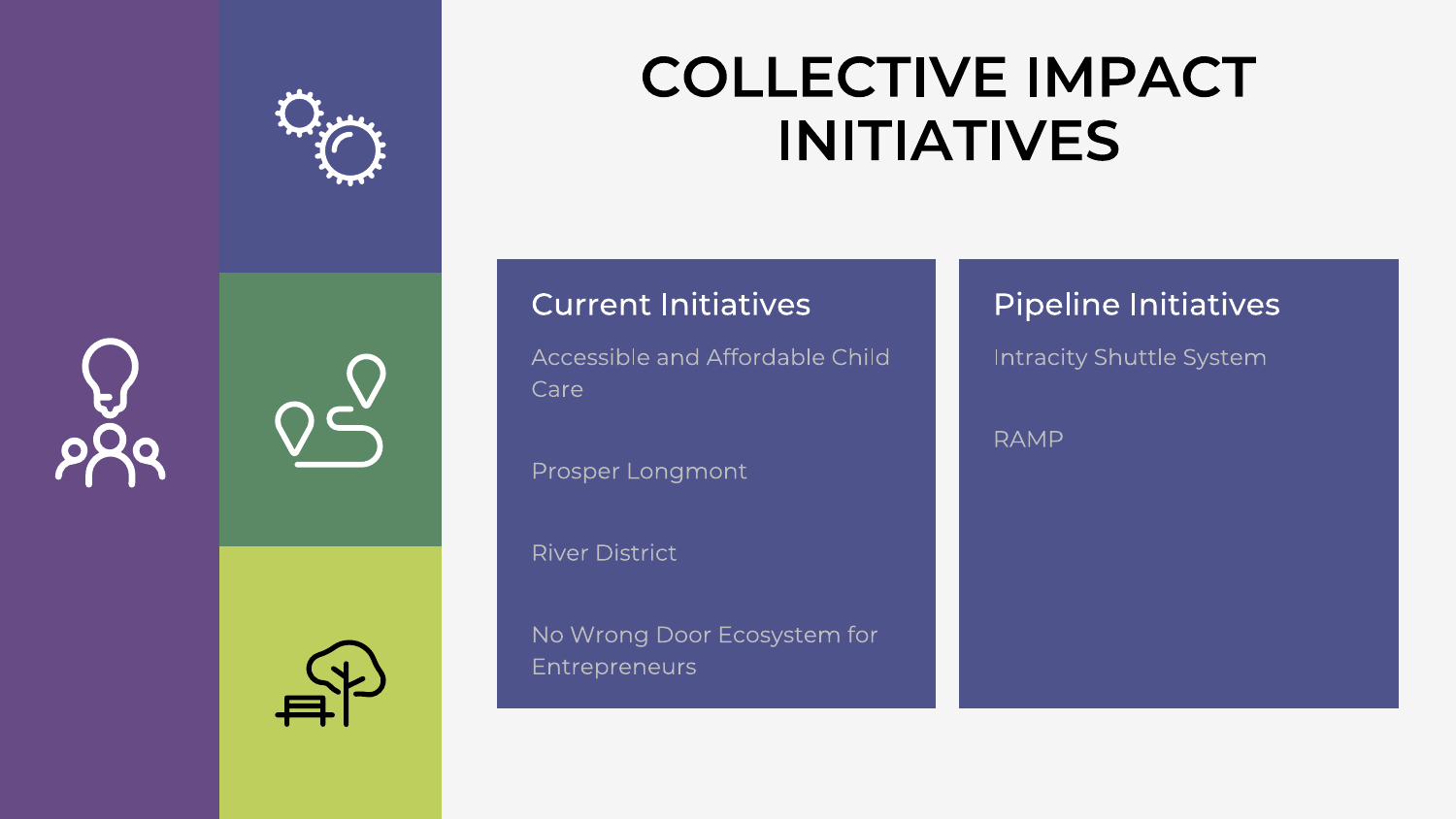# COLLECTIVE IMPACT INITIATIVES

## Current Initiatives

- Accessible and Affordable Child Care
- Prosper Longmont
- River District
- No Wrong Door Ecosystem for Entrepreneurs

## Pipeline Initiatives

- Intracity Shuttle System
- RAMP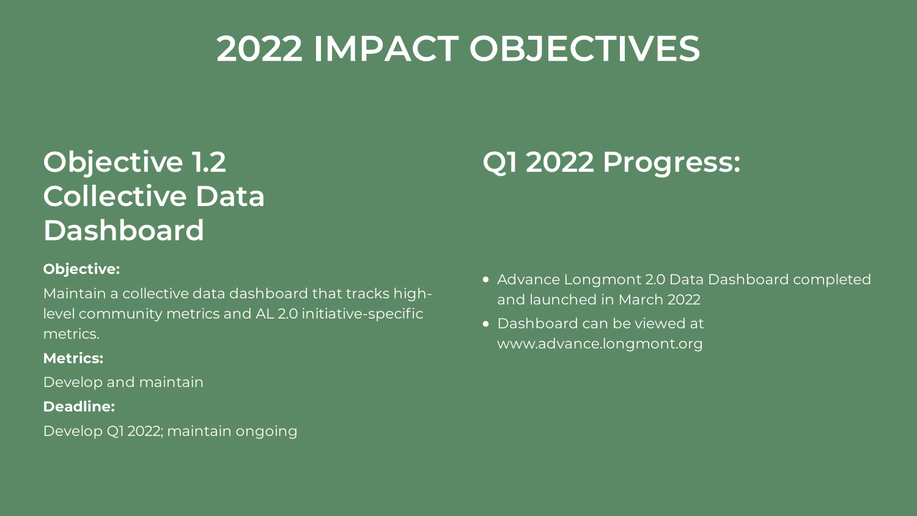# 2022 IMPACT OBJECTIVES

## Objective 1.2 Collective Data Dashboard

**Objective:**

Maintain a collective data dashboard that tracks high-level community metrics and AL 2.0 initiative-specific metrics.

**Metrics:**

Develop and maintain

**Deadline:**

Develop Q1 2022; maintain ongoing

## Q1 2022 Progress:

- Advance Longmont 2.0 Data Dashboard completed and launched in March 2022
- Dashboard can be viewed at www.advance.longmont.org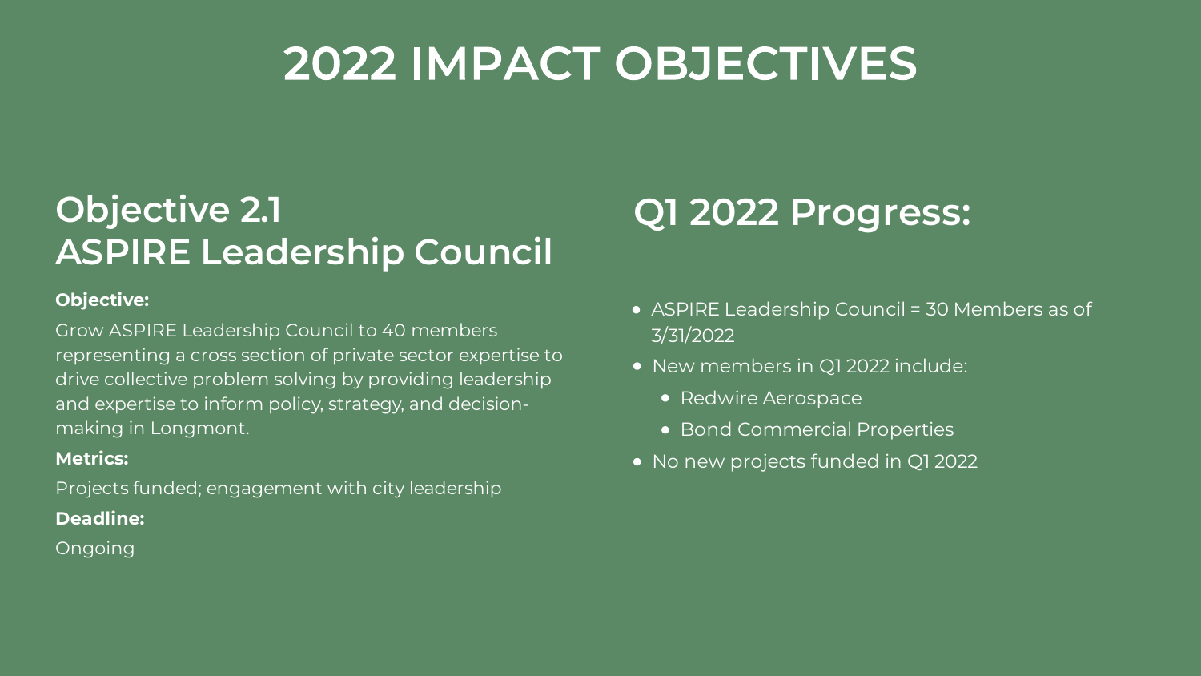# 2022 IMPACT OBJECTIVES

## Objective 2.1
## ASPIRE Leadership Council

**Objective:**

Grow ASPIRE Leadership Council to 40 members representing a cross section of private sector expertise to drive collective problem solving by providing leadership and expertise to inform policy, strategy, and decision-making in Longmont.

**Metrics:**

Projects funded; engagement with city leadership

**Deadline:**

Ongoing

## Q1 2022 Progress:

- ASPIRE Leadership Council = 30 Members as of 3/31/2022
- New members in Q1 2022 include:
  - Redwire Aerospace
  - Bond Commercial Properties
- No new projects funded in Q1 2022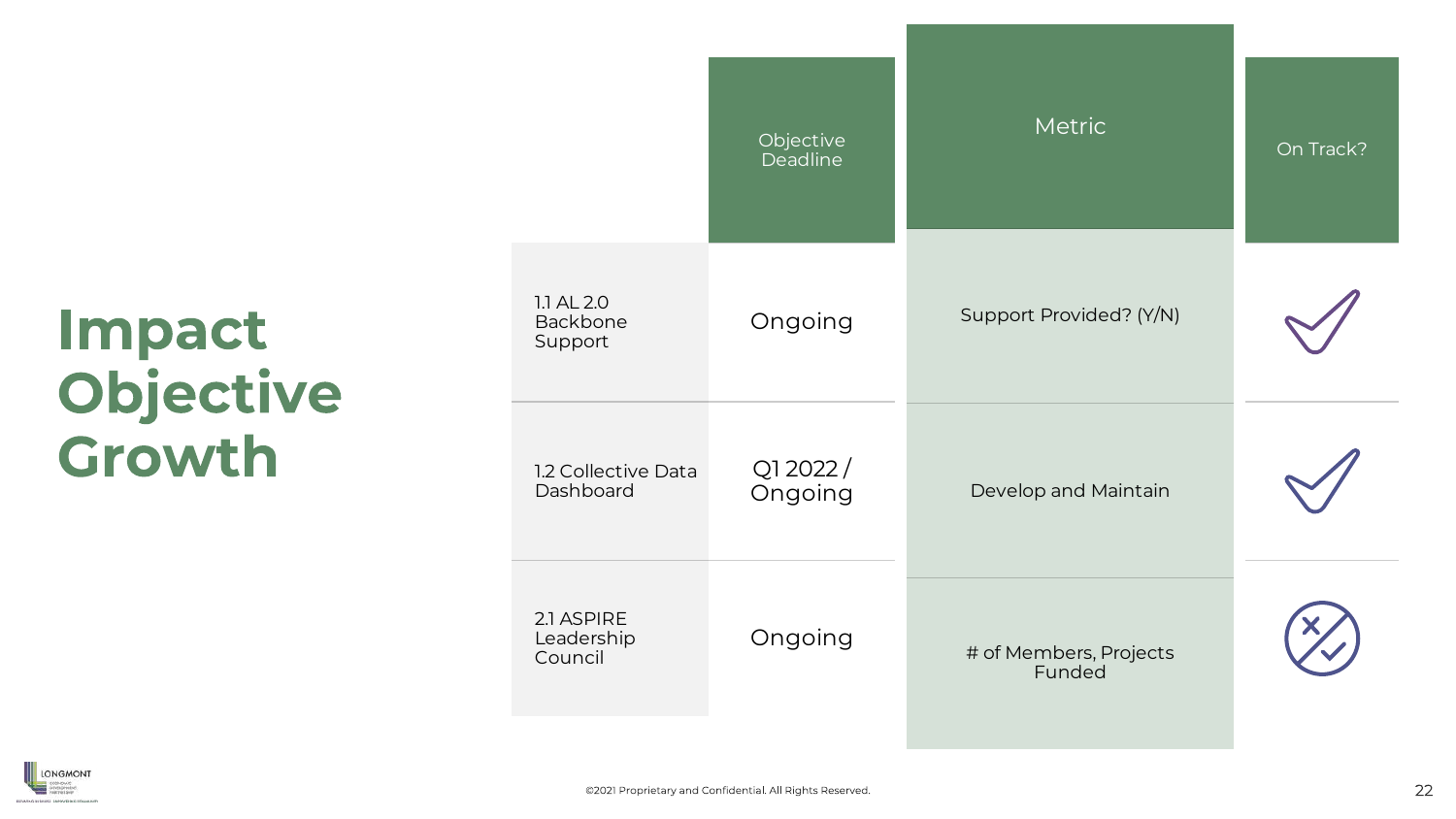# Impact Objective Growth

| | Objective Deadline | Metric | On Track? |
|---|---|---|---|
| 1.1 AL 2.0 Backbone Support | Ongoing | Support Provided? (Y/N) | ✓ |
| 1.2 Collective Data Dashboard | Q1 2022 / Ongoing | Develop and Maintain | ✓ |
| 2.1 ASPIRE Leadership Council | Ongoing | # of Members, Projects Funded | ✗/✓ |

©2021 Proprietary and Confidential. All Rights Reserved.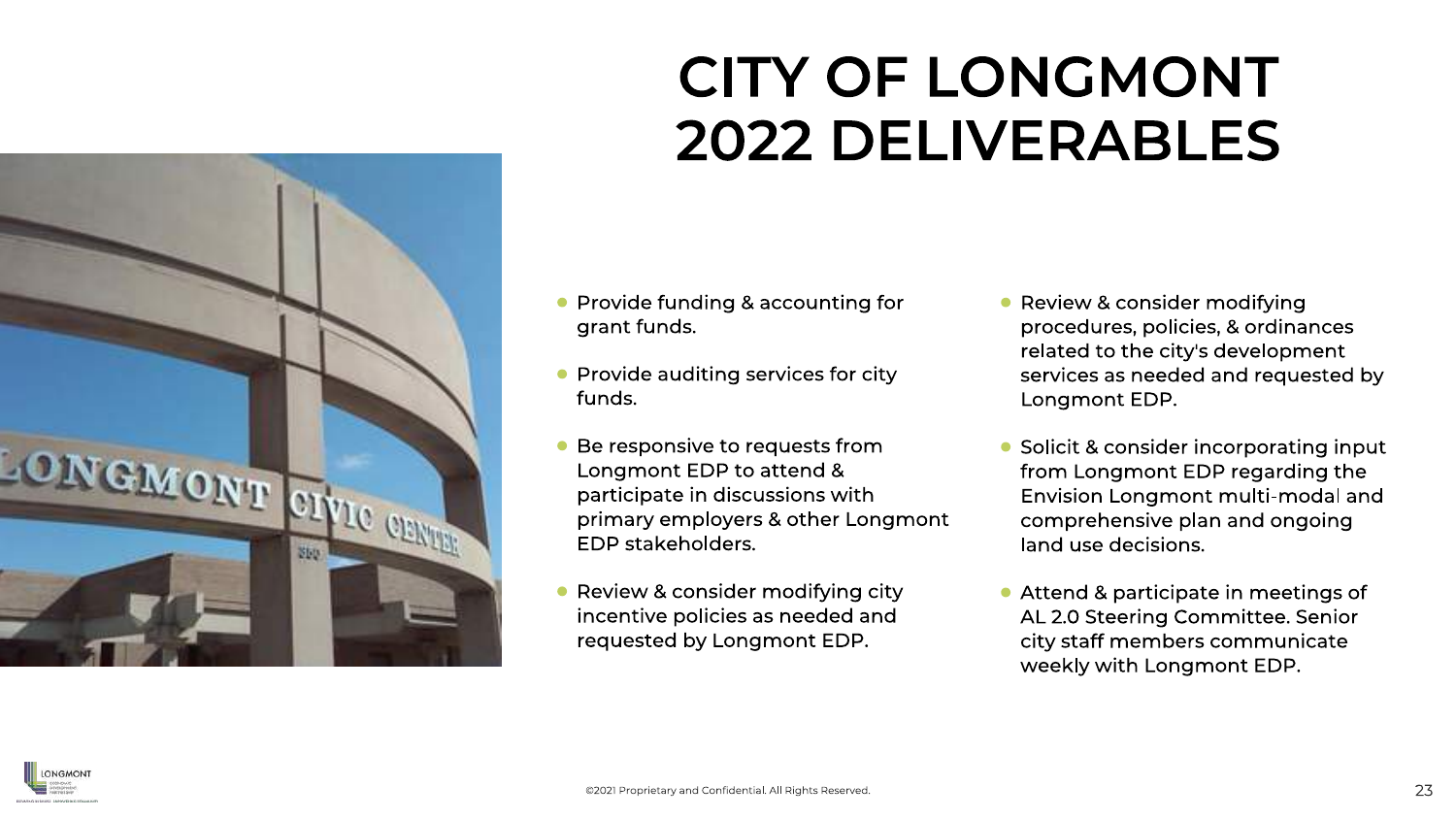# CITY OF LONGMONT 2022 DELIVERABLES

- Provide funding & accounting for grant funds.
- Provide auditing services for city funds.
- Be responsive to requests from Longmont EDP to attend & participate in discussions with primary employers & other Longmont EDP stakeholders.
- Review & consider modifying city incentive policies as needed and requested by Longmont EDP.
- Review & consider modifying procedures, policies, & ordinances related to the city's development services as needed and requested by Longmont EDP.
- Solicit & consider incorporating input from Longmont EDP regarding the Envision Longmont multi-modal and comprehensive plan and ongoing land use decisions.
- Attend & participate in meetings of AL 2.0 Steering Committee. Senior city staff members communicate weekly with Longmont EDP.

©2021 Proprietary and Confidential. All Rights Reserved.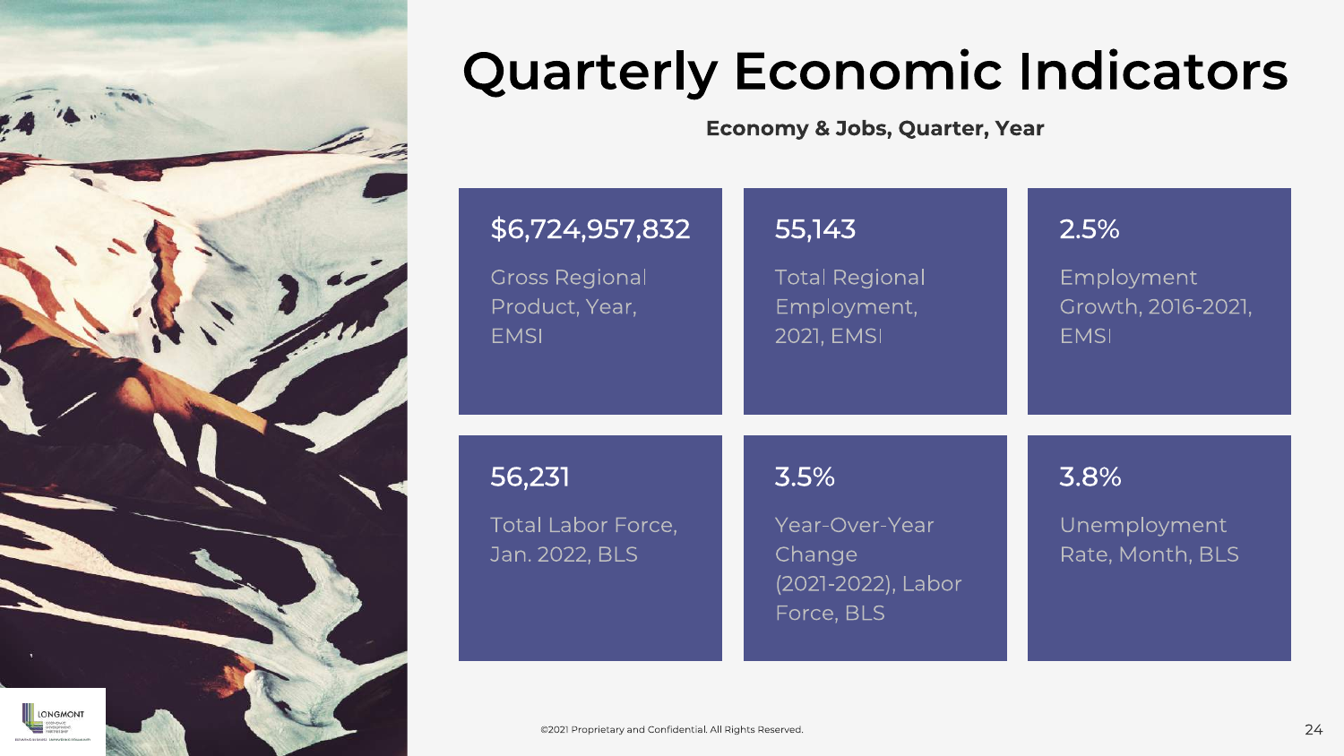# Quarterly Economic Indicators

**Economy & Jobs, Quarter, Year**

| Value | Indicator |
|---|---|
| $6,724,957,832 | Gross Regional Product, Year, EMSI |
| 55,143 | Total Regional Employment, 2021, EMSI |
| 2.5% | Employment Growth, 2016-2021, EMSI |
| 56,231 | Total Labor Force, Jan. 2022, BLS |
| 3.5% | Year-Over-Year Change (2021-2022), Labor Force, BLS |
| 3.8% | Unemployment Rate, Month, BLS |

©2021 Proprietary and Confidential. All Rights Reserved.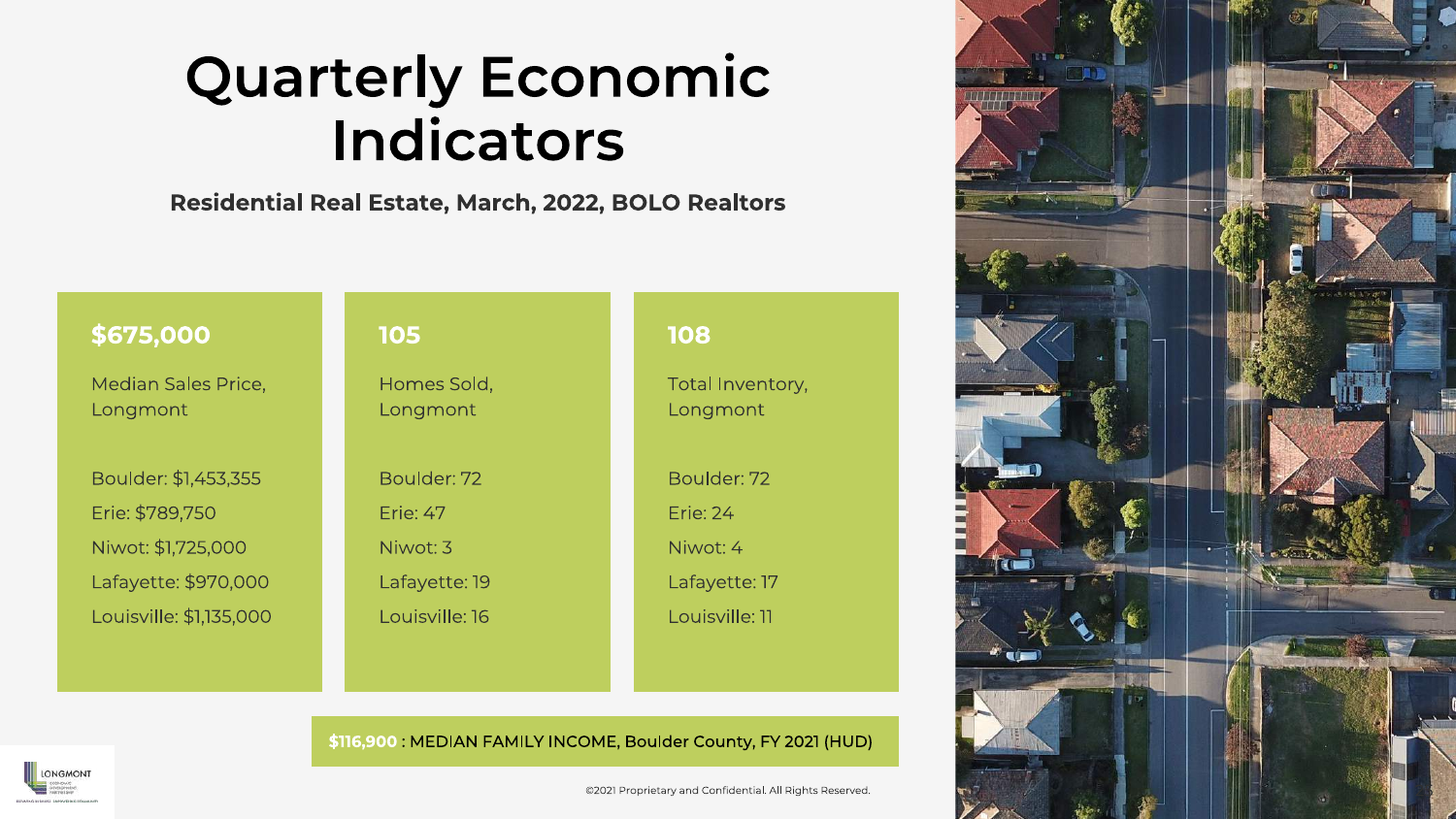# Quarterly Economic Indicators

**Residential Real Estate, March, 2022, BOLO Realtors**

**$675,000**

Median Sales Price, Longmont

- Boulder: $1,453,355
- Erie: $789,750
- Niwot: $1,725,000
- Lafayette: $970,000
- Louisville: $1,135,000

**105**

Homes Sold, Longmont

- Boulder: 72
- Erie: 47
- Niwot: 3
- Lafayette: 19
- Louisville: 16

**108**

Total Inventory, Longmont

- Boulder: 72
- Erie: 24
- Niwot: 4
- Lafayette: 17
- Louisville: 11

**$116,900** : MEDIAN FAMILY INCOME, Boulder County, FY 2021 (HUD)

©2021 Proprietary and Confidential. All Rights Reserved.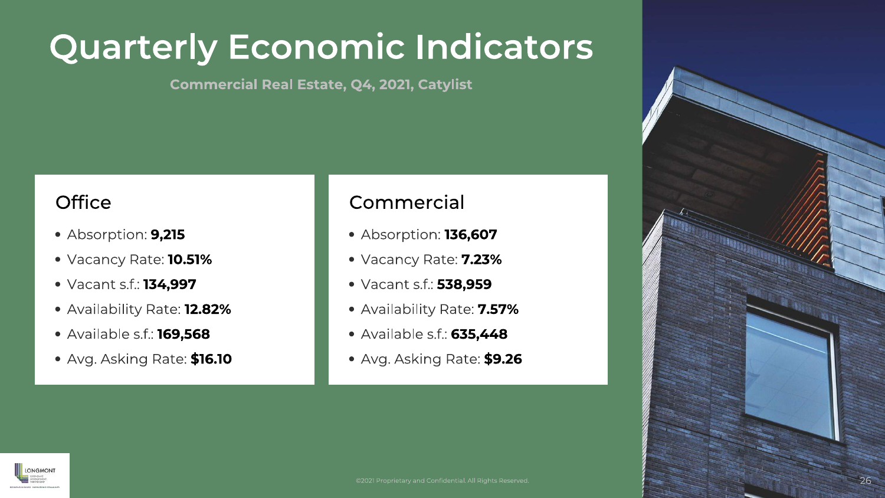# Quarterly Economic Indicators

**Commercial Real Estate, Q4, 2021, Catylist**

## Office

- Absorption: **9,215**
- Vacancy Rate: **10.51%**
- Vacant s.f.: **134,997**
- Availability Rate: **12.82%**
- Available s.f.: **169,568**
- Avg. Asking Rate: **$16.10**

## Commercial

- Absorption: **136,607**
- Vacancy Rate: **7.23%**
- Vacant s.f.: **538,959**
- Availability Rate: **7.57%**
- Available s.f.: **635,448**
- Avg. Asking Rate: **$9.26**

©2021 Proprietary and Confidential. All Rights Reserved.